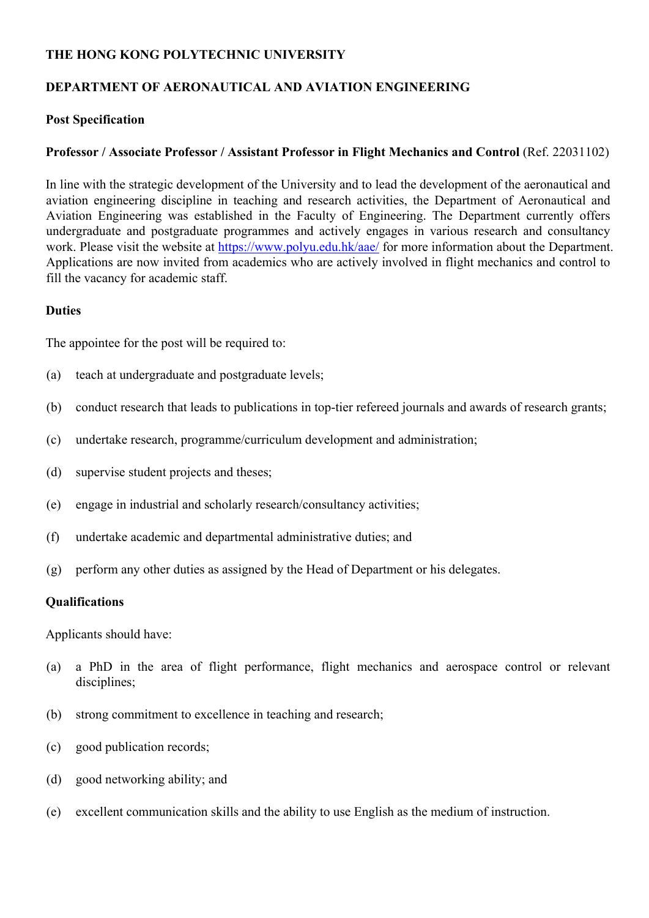**THE HONG KONG POLYTECHNIC UNIVERSITY**

**DEPARTMENT OF AERONAUTICAL AND AVIATION ENGINEERING**

**Post Specification**

**Professor / Associate Professor / Assistant Professor in Flight Mechanics and Control** (Ref. 22031102)

In line with the strategic development of the University and to lead the development of the aeronautical and aviation engineering discipline in teaching and research activities, the Department of Aeronautical and Aviation Engineering was established in the Faculty of Engineering. The Department currently offers undergraduate and postgraduate programmes and actively engages in various research and consultancy work. Please visit the website at https://www.polyu.edu.hk/aae/ for more information about the Department. Applications are now invited from academics who are actively involved in flight mechanics and control to fill the vacancy for academic staff.

**Duties**

The appointee for the post will be required to:

(a) teach at undergraduate and postgraduate levels;

(b) conduct research that leads to publications in top-tier refereed journals and awards of research grants;

(c) undertake research, programme/curriculum development and administration;

(d) supervise student projects and theses;

(e) engage in industrial and scholarly research/consultancy activities;

(f) undertake academic and departmental administrative duties; and

(g) perform any other duties as assigned by the Head of Department or his delegates.

**Qualifications**

Applicants should have:

(a) a PhD in the area of flight performance, flight mechanics and aerospace control or relevant disciplines;

(b) strong commitment to excellence in teaching and research;

(c) good publication records;

(d) good networking ability; and

(e) excellent communication skills and the ability to use English as the medium of instruction.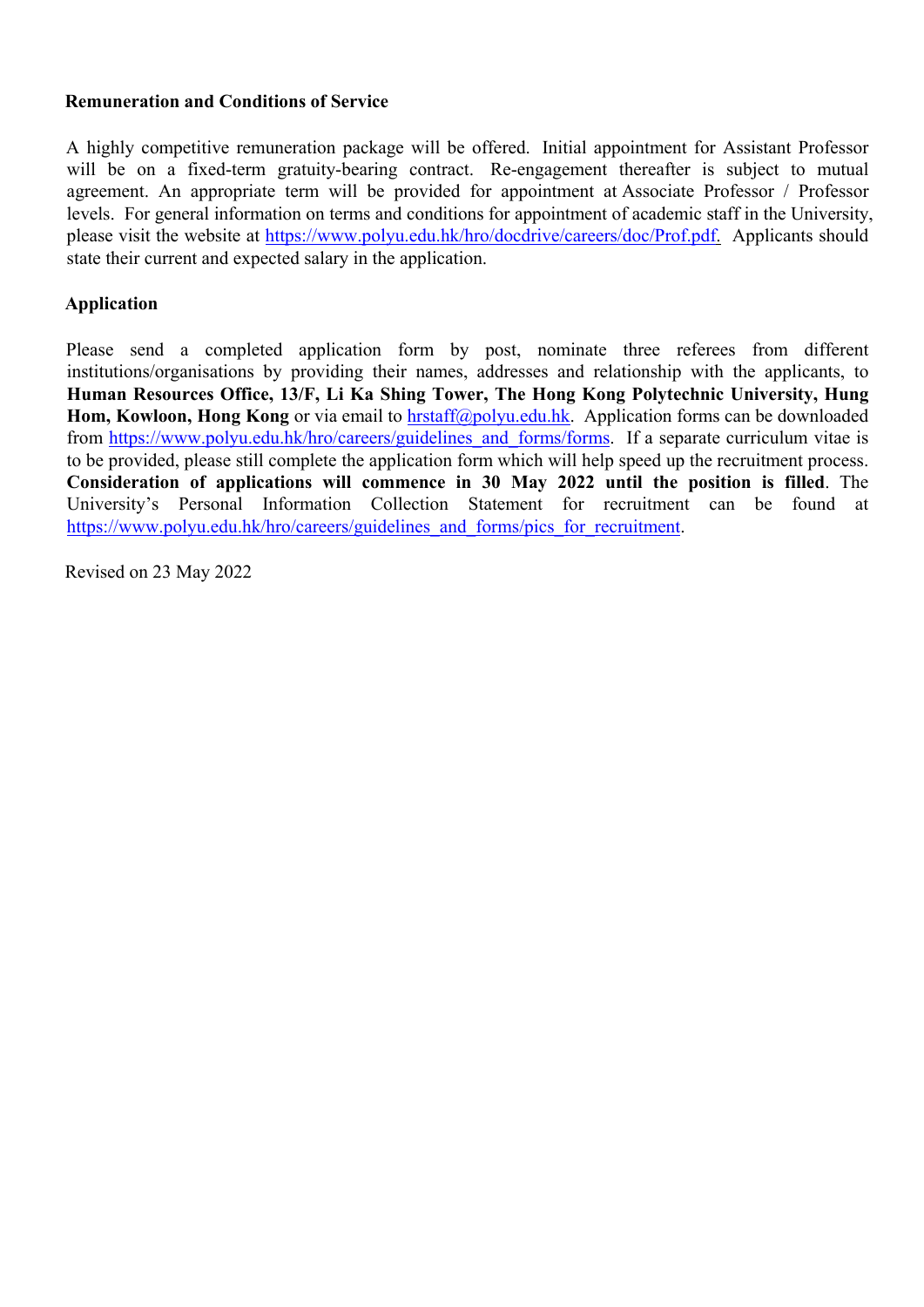**Remuneration and Conditions of Service**

A highly competitive remuneration package will be offered. Initial appointment for Assistant Professor will be on a fixed-term gratuity-bearing contract. Re-engagement thereafter is subject to mutual agreement. An appropriate term will be provided for appointment at Associate Professor / Professor levels. For general information on terms and conditions for appointment of academic staff in the University, please visit the website at https://www.polyu.edu.hk/hro/docdrive/careers/doc/Prof.pdf. Applicants should state their current and expected salary in the application.

**Application**

Please send a completed application form by post, nominate three referees from different institutions/organisations by providing their names, addresses and relationship with the applicants, to **Human Resources Office, 13/F, Li Ka Shing Tower, The Hong Kong Polytechnic University, Hung Hom, Kowloon, Hong Kong** or via email to hrstaff@polyu.edu.hk. Application forms can be downloaded from https://www.polyu.edu.hk/hro/careers/guidelines_and_forms/forms. If a separate curriculum vitae is to be provided, please still complete the application form which will help speed up the recruitment process. **Consideration of applications will commence in 30 May 2022 until the position is filled**. The University's Personal Information Collection Statement for recruitment can be found at https://www.polyu.edu.hk/hro/careers/guidelines_and_forms/pics_for_recruitment.

Revised on 23 May 2022